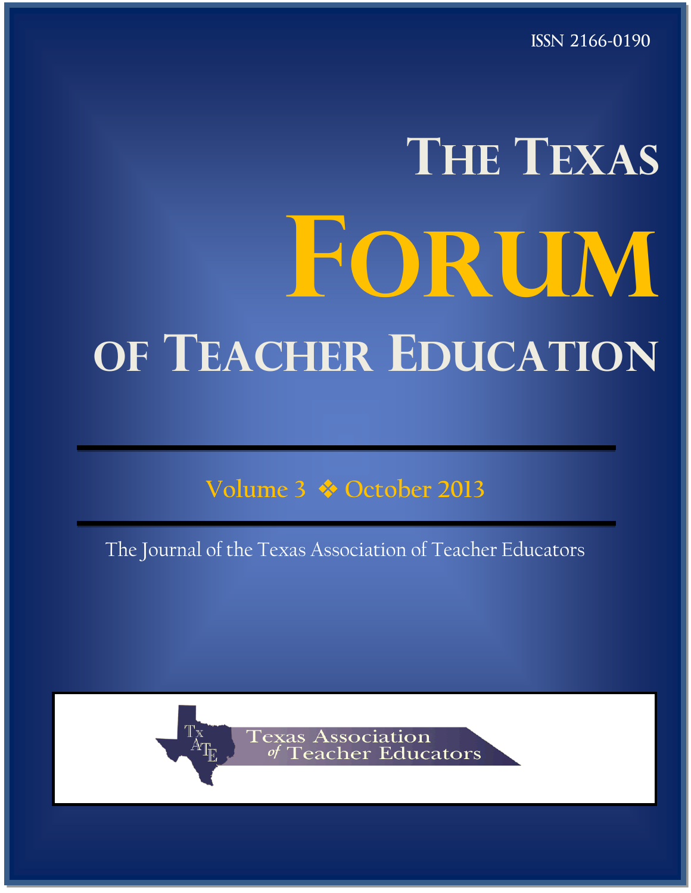ISSN 2166-0190

# The Texas Forum of Teacher Education

Volume 3 ❖ October 2013

The Journal of the Texas Association of Teacher Educators

Texas Association of Teacher Educators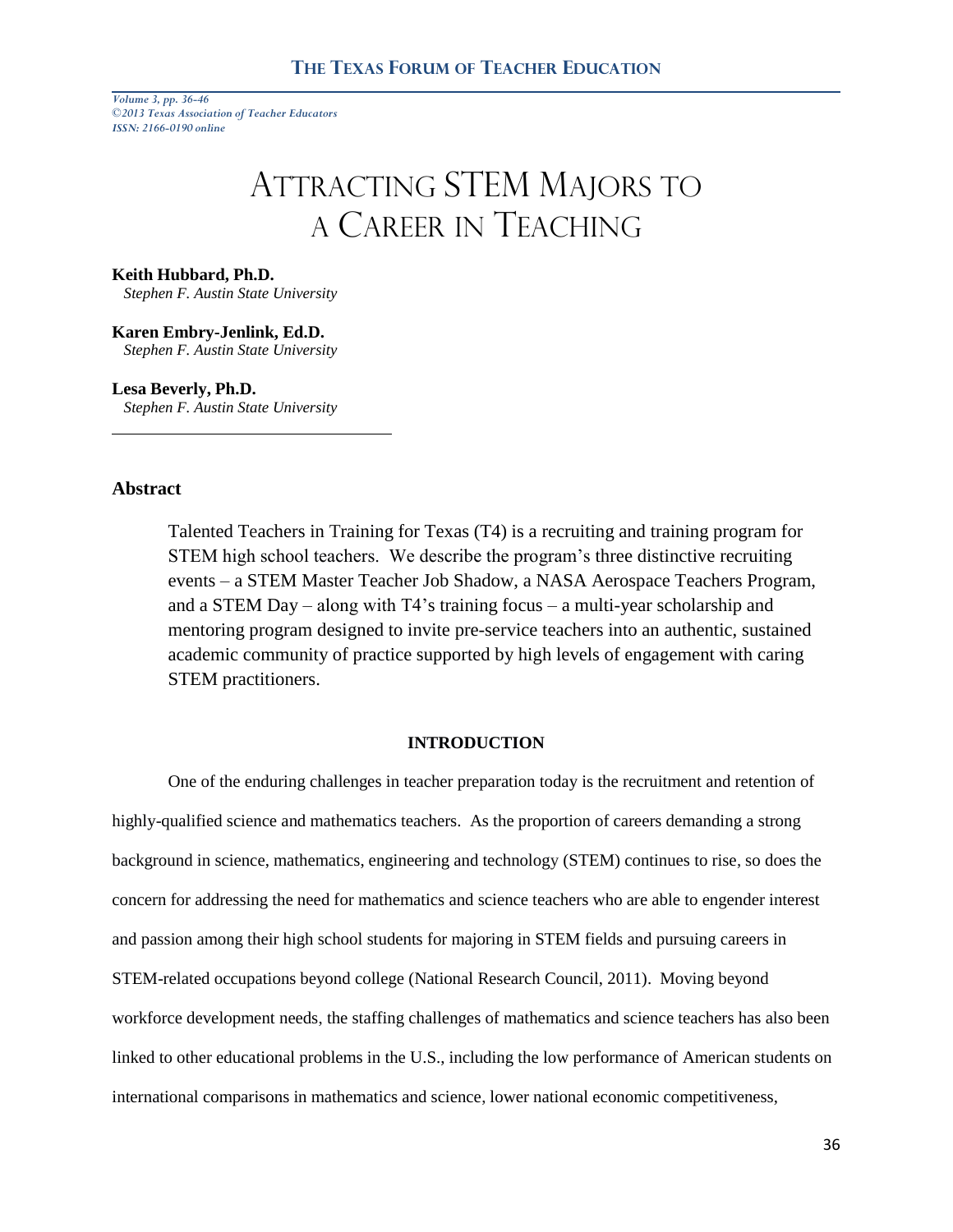# Attracting STEM Majors to a Career in Teaching

**Keith Hubbard, Ph.D.**
*Stephen F. Austin State University*

**Karen Embry-Jenlink, Ed.D.**
*Stephen F. Austin State University*

**Lesa Beverly, Ph.D.**
*Stephen F. Austin State University*

## Abstract

Talented Teachers in Training for Texas (T4) is a recruiting and training program for STEM high school teachers. We describe the program's three distinctive recruiting events – a STEM Master Teacher Job Shadow, a NASA Aerospace Teachers Program, and a STEM Day – along with T4's training focus – a multi-year scholarship and mentoring program designed to invite pre-service teachers into an authentic, sustained academic community of practice supported by high levels of engagement with caring STEM practitioners.

## INTRODUCTION

One of the enduring challenges in teacher preparation today is the recruitment and retention of highly-qualified science and mathematics teachers. As the proportion of careers demanding a strong background in science, mathematics, engineering and technology (STEM) continues to rise, so does the concern for addressing the need for mathematics and science teachers who are able to engender interest and passion among their high school students for majoring in STEM fields and pursuing careers in STEM-related occupations beyond college (National Research Council, 2011). Moving beyond workforce development needs, the staffing challenges of mathematics and science teachers has also been linked to other educational problems in the U.S., including the low performance of American students on international comparisons in mathematics and science, lower national economic competitiveness,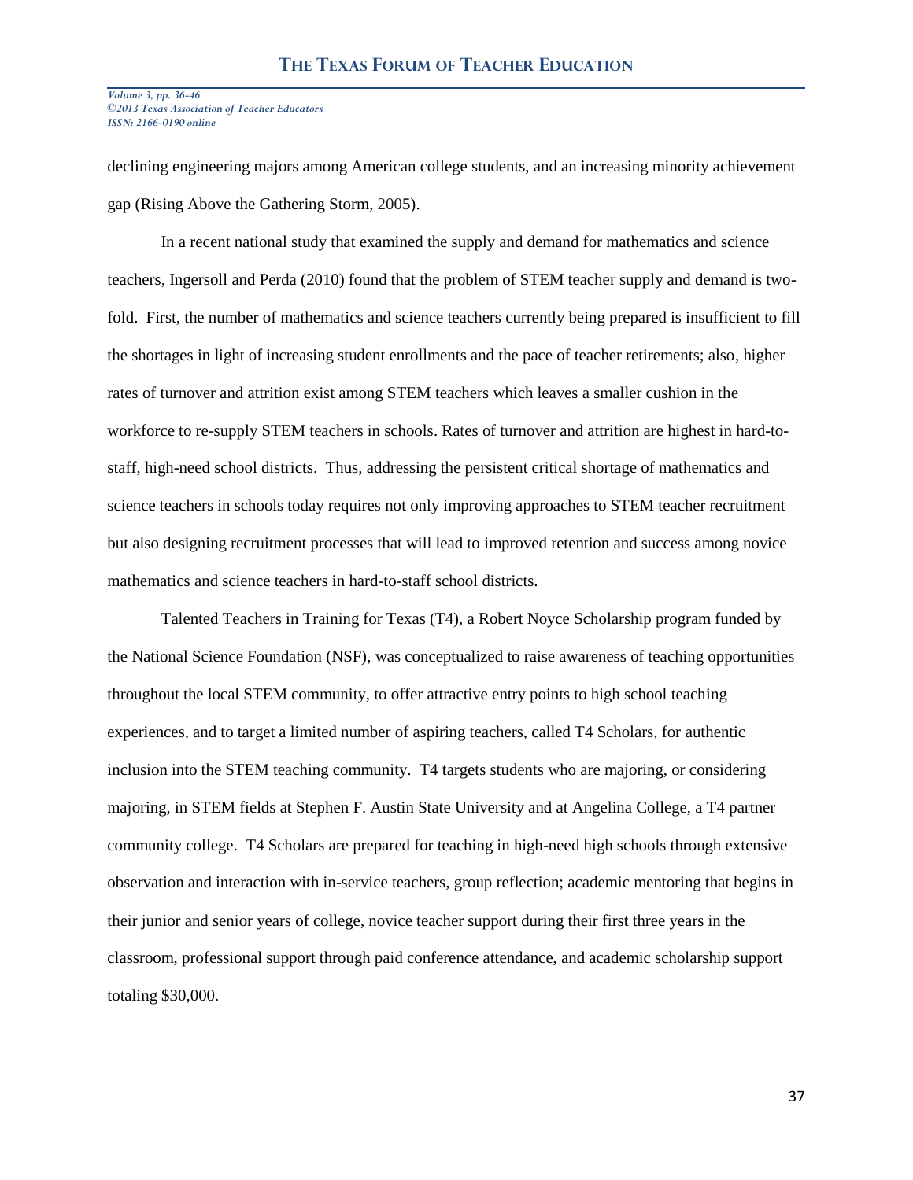declining engineering majors among American college students, and an increasing minority achievement gap (Rising Above the Gathering Storm, 2005).

In a recent national study that examined the supply and demand for mathematics and science teachers, Ingersoll and Perda (2010) found that the problem of STEM teacher supply and demand is two-fold. First, the number of mathematics and science teachers currently being prepared is insufficient to fill the shortages in light of increasing student enrollments and the pace of teacher retirements; also, higher rates of turnover and attrition exist among STEM teachers which leaves a smaller cushion in the workforce to re-supply STEM teachers in schools. Rates of turnover and attrition are highest in hard-to-staff, high-need school districts. Thus, addressing the persistent critical shortage of mathematics and science teachers in schools today requires not only improving approaches to STEM teacher recruitment but also designing recruitment processes that will lead to improved retention and success among novice mathematics and science teachers in hard-to-staff school districts.

Talented Teachers in Training for Texas (T4), a Robert Noyce Scholarship program funded by the National Science Foundation (NSF), was conceptualized to raise awareness of teaching opportunities throughout the local STEM community, to offer attractive entry points to high school teaching experiences, and to target a limited number of aspiring teachers, called T4 Scholars, for authentic inclusion into the STEM teaching community. T4 targets students who are majoring, or considering majoring, in STEM fields at Stephen F. Austin State University and at Angelina College, a T4 partner community college. T4 Scholars are prepared for teaching in high-need high schools through extensive observation and interaction with in-service teachers, group reflection; academic mentoring that begins in their junior and senior years of college, novice teacher support during their first three years in the classroom, professional support through paid conference attendance, and academic scholarship support totaling $30,000.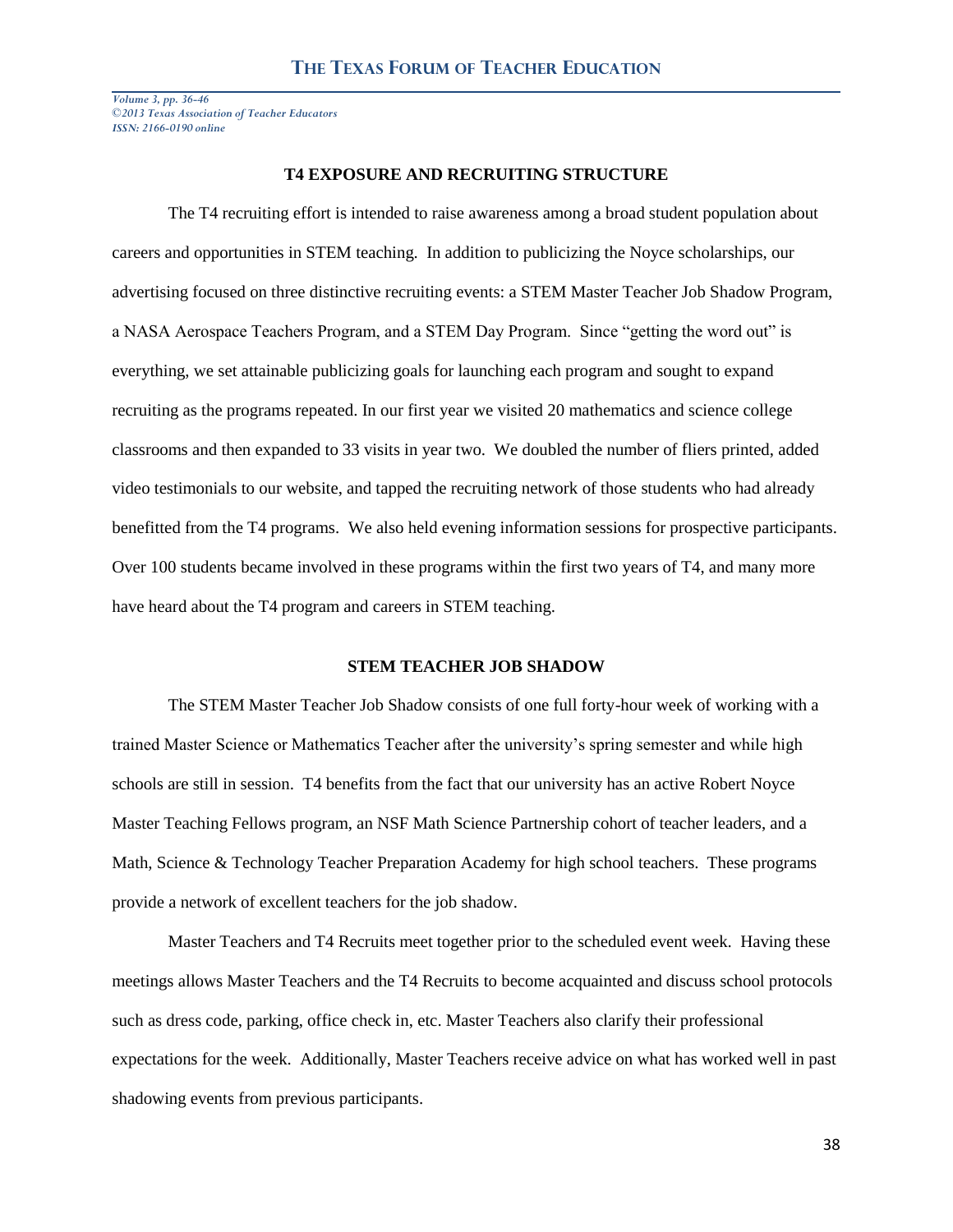## T4 EXPOSURE AND RECRUITING STRUCTURE

The T4 recruiting effort is intended to raise awareness among a broad student population about careers and opportunities in STEM teaching. In addition to publicizing the Noyce scholarships, our advertising focused on three distinctive recruiting events: a STEM Master Teacher Job Shadow Program, a NASA Aerospace Teachers Program, and a STEM Day Program. Since "getting the word out" is everything, we set attainable publicizing goals for launching each program and sought to expand recruiting as the programs repeated. In our first year we visited 20 mathematics and science college classrooms and then expanded to 33 visits in year two. We doubled the number of fliers printed, added video testimonials to our website, and tapped the recruiting network of those students who had already benefitted from the T4 programs. We also held evening information sessions for prospective participants. Over 100 students became involved in these programs within the first two years of T4, and many more have heard about the T4 program and careers in STEM teaching.

## STEM TEACHER JOB SHADOW

The STEM Master Teacher Job Shadow consists of one full forty-hour week of working with a trained Master Science or Mathematics Teacher after the university's spring semester and while high schools are still in session. T4 benefits from the fact that our university has an active Robert Noyce Master Teaching Fellows program, an NSF Math Science Partnership cohort of teacher leaders, and a Math, Science & Technology Teacher Preparation Academy for high school teachers. These programs provide a network of excellent teachers for the job shadow.

Master Teachers and T4 Recruits meet together prior to the scheduled event week. Having these meetings allows Master Teachers and the T4 Recruits to become acquainted and discuss school protocols such as dress code, parking, office check in, etc. Master Teachers also clarify their professional expectations for the week. Additionally, Master Teachers receive advice on what has worked well in past shadowing events from previous participants.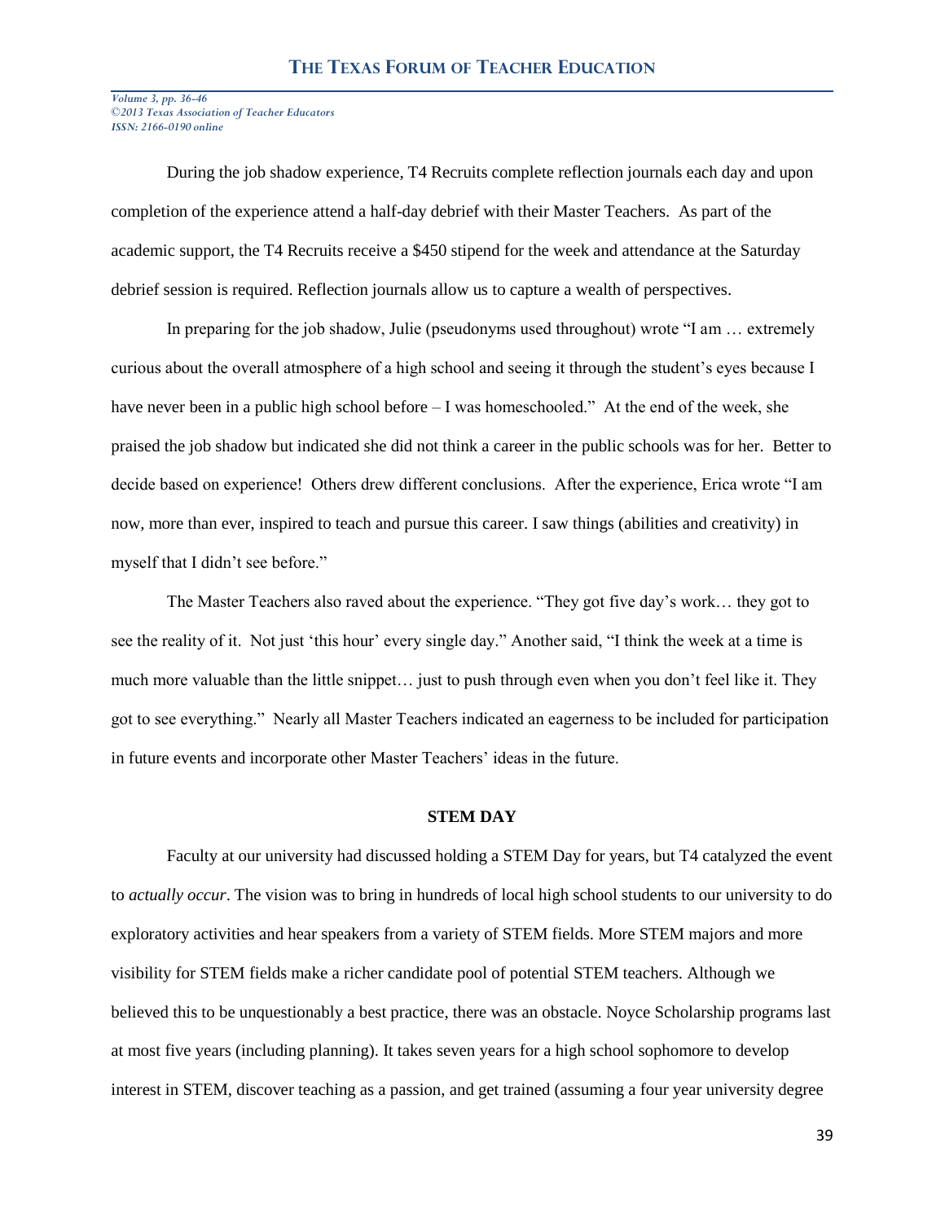During the job shadow experience, T4 Recruits complete reflection journals each day and upon completion of the experience attend a half-day debrief with their Master Teachers. As part of the academic support, the T4 Recruits receive a $450 stipend for the week and attendance at the Saturday debrief session is required. Reflection journals allow us to capture a wealth of perspectives.

In preparing for the job shadow, Julie (pseudonyms used throughout) wrote "I am … extremely curious about the overall atmosphere of a high school and seeing it through the student's eyes because I have never been in a public high school before – I was homeschooled." At the end of the week, she praised the job shadow but indicated she did not think a career in the public schools was for her. Better to decide based on experience! Others drew different conclusions. After the experience, Erica wrote "I am now, more than ever, inspired to teach and pursue this career. I saw things (abilities and creativity) in myself that I didn't see before."

The Master Teachers also raved about the experience. "They got five day's work… they got to see the reality of it. Not just 'this hour' every single day." Another said, "I think the week at a time is much more valuable than the little snippet… just to push through even when you don't feel like it. They got to see everything." Nearly all Master Teachers indicated an eagerness to be included for participation in future events and incorporate other Master Teachers' ideas in the future.

## STEM DAY

Faculty at our university had discussed holding a STEM Day for years, but T4 catalyzed the event to *actually occur*. The vision was to bring in hundreds of local high school students to our university to do exploratory activities and hear speakers from a variety of STEM fields. More STEM majors and more visibility for STEM fields make a richer candidate pool of potential STEM teachers. Although we believed this to be unquestionably a best practice, there was an obstacle. Noyce Scholarship programs last at most five years (including planning). It takes seven years for a high school sophomore to develop interest in STEM, discover teaching as a passion, and get trained (assuming a four year university degree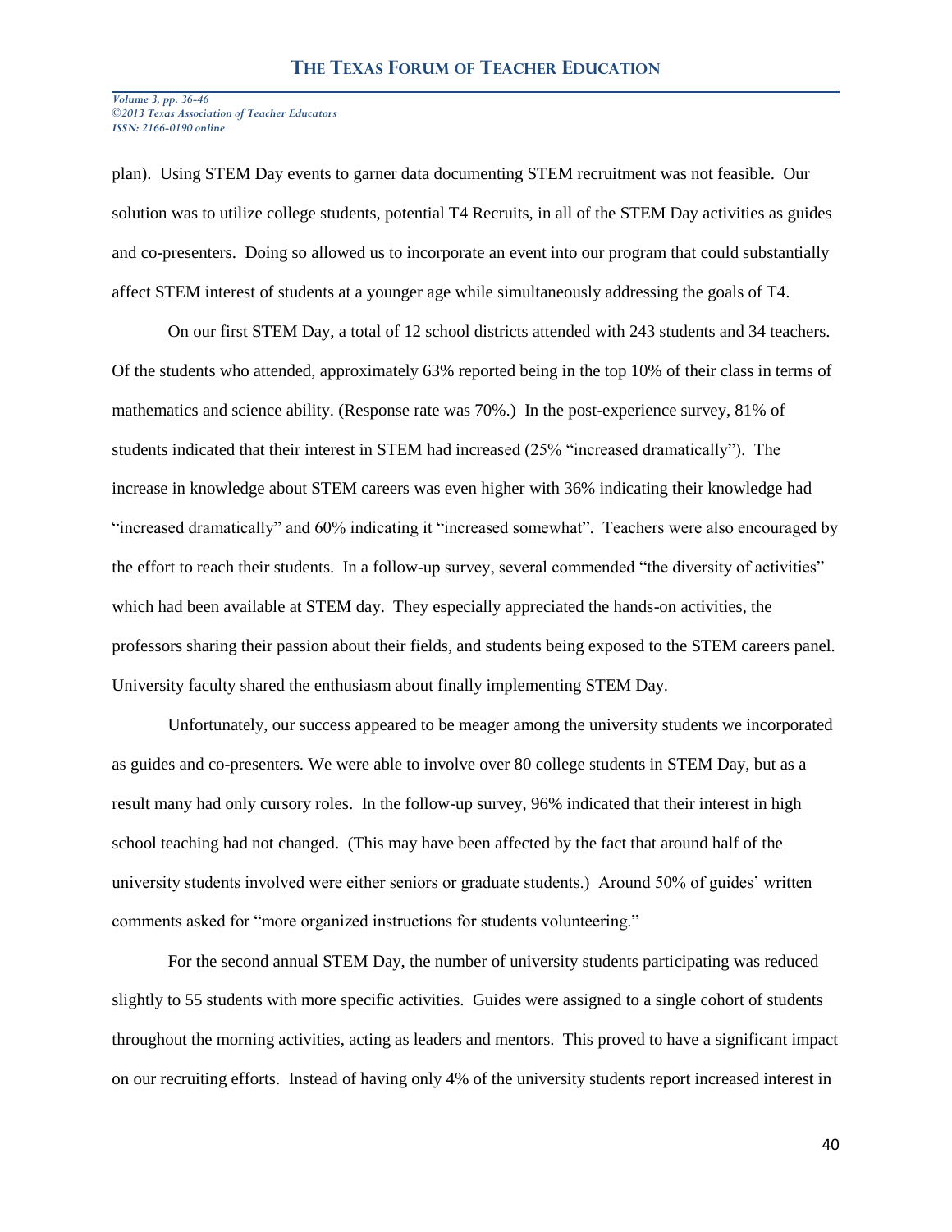plan). Using STEM Day events to garner data documenting STEM recruitment was not feasible. Our solution was to utilize college students, potential T4 Recruits, in all of the STEM Day activities as guides and co-presenters. Doing so allowed us to incorporate an event into our program that could substantially affect STEM interest of students at a younger age while simultaneously addressing the goals of T4.

On our first STEM Day, a total of 12 school districts attended with 243 students and 34 teachers. Of the students who attended, approximately 63% reported being in the top 10% of their class in terms of mathematics and science ability. (Response rate was 70%.) In the post-experience survey, 81% of students indicated that their interest in STEM had increased (25% "increased dramatically"). The increase in knowledge about STEM careers was even higher with 36% indicating their knowledge had "increased dramatically" and 60% indicating it "increased somewhat". Teachers were also encouraged by the effort to reach their students. In a follow-up survey, several commended "the diversity of activities" which had been available at STEM day. They especially appreciated the hands-on activities, the professors sharing their passion about their fields, and students being exposed to the STEM careers panel. University faculty shared the enthusiasm about finally implementing STEM Day.

Unfortunately, our success appeared to be meager among the university students we incorporated as guides and co-presenters. We were able to involve over 80 college students in STEM Day, but as a result many had only cursory roles. In the follow-up survey, 96% indicated that their interest in high school teaching had not changed. (This may have been affected by the fact that around half of the university students involved were either seniors or graduate students.) Around 50% of guides' written comments asked for "more organized instructions for students volunteering."

For the second annual STEM Day, the number of university students participating was reduced slightly to 55 students with more specific activities. Guides were assigned to a single cohort of students throughout the morning activities, acting as leaders and mentors. This proved to have a significant impact on our recruiting efforts. Instead of having only 4% of the university students report increased interest in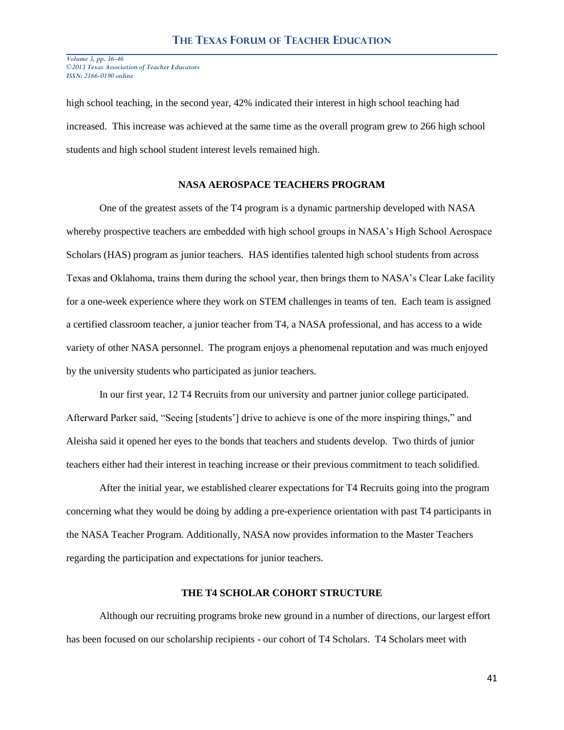high school teaching, in the second year, 42% indicated their interest in high school teaching had increased. This increase was achieved at the same time as the overall program grew to 266 high school students and high school student interest levels remained high.

## NASA AEROSPACE TEACHERS PROGRAM

One of the greatest assets of the T4 program is a dynamic partnership developed with NASA whereby prospective teachers are embedded with high school groups in NASA's High School Aerospace Scholars (HAS) program as junior teachers. HAS identifies talented high school students from across Texas and Oklahoma, trains them during the school year, then brings them to NASA's Clear Lake facility for a one-week experience where they work on STEM challenges in teams of ten. Each team is assigned a certified classroom teacher, a junior teacher from T4, a NASA professional, and has access to a wide variety of other NASA personnel. The program enjoys a phenomenal reputation and was much enjoyed by the university students who participated as junior teachers.

In our first year, 12 T4 Recruits from our university and partner junior college participated. Afterward Parker said, "Seeing [students'] drive to achieve is one of the more inspiring things," and Aleisha said it opened her eyes to the bonds that teachers and students develop. Two thirds of junior teachers either had their interest in teaching increase or their previous commitment to teach solidified.

After the initial year, we established clearer expectations for T4 Recruits going into the program concerning what they would be doing by adding a pre-experience orientation with past T4 participants in the NASA Teacher Program. Additionally, NASA now provides information to the Master Teachers regarding the participation and expectations for junior teachers.

## THE T4 SCHOLAR COHORT STRUCTURE

Although our recruiting programs broke new ground in a number of directions, our largest effort has been focused on our scholarship recipients - our cohort of T4 Scholars. T4 Scholars meet with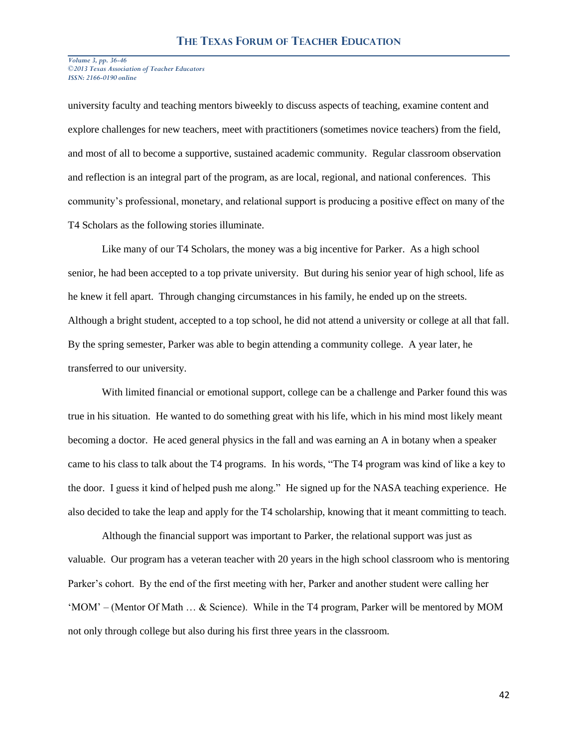university faculty and teaching mentors biweekly to discuss aspects of teaching, examine content and explore challenges for new teachers, meet with practitioners (sometimes novice teachers) from the field, and most of all to become a supportive, sustained academic community. Regular classroom observation and reflection is an integral part of the program, as are local, regional, and national conferences. This community's professional, monetary, and relational support is producing a positive effect on many of the T4 Scholars as the following stories illuminate.

Like many of our T4 Scholars, the money was a big incentive for Parker. As a high school senior, he had been accepted to a top private university. But during his senior year of high school, life as he knew it fell apart. Through changing circumstances in his family, he ended up on the streets. Although a bright student, accepted to a top school, he did not attend a university or college at all that fall. By the spring semester, Parker was able to begin attending a community college. A year later, he transferred to our university.

With limited financial or emotional support, college can be a challenge and Parker found this was true in his situation. He wanted to do something great with his life, which in his mind most likely meant becoming a doctor. He aced general physics in the fall and was earning an A in botany when a speaker came to his class to talk about the T4 programs. In his words, "The T4 program was kind of like a key to the door. I guess it kind of helped push me along." He signed up for the NASA teaching experience. He also decided to take the leap and apply for the T4 scholarship, knowing that it meant committing to teach.

Although the financial support was important to Parker, the relational support was just as valuable. Our program has a veteran teacher with 20 years in the high school classroom who is mentoring Parker's cohort. By the end of the first meeting with her, Parker and another student were calling her 'MOM' – (Mentor Of Math … & Science). While in the T4 program, Parker will be mentored by MOM not only through college but also during his first three years in the classroom.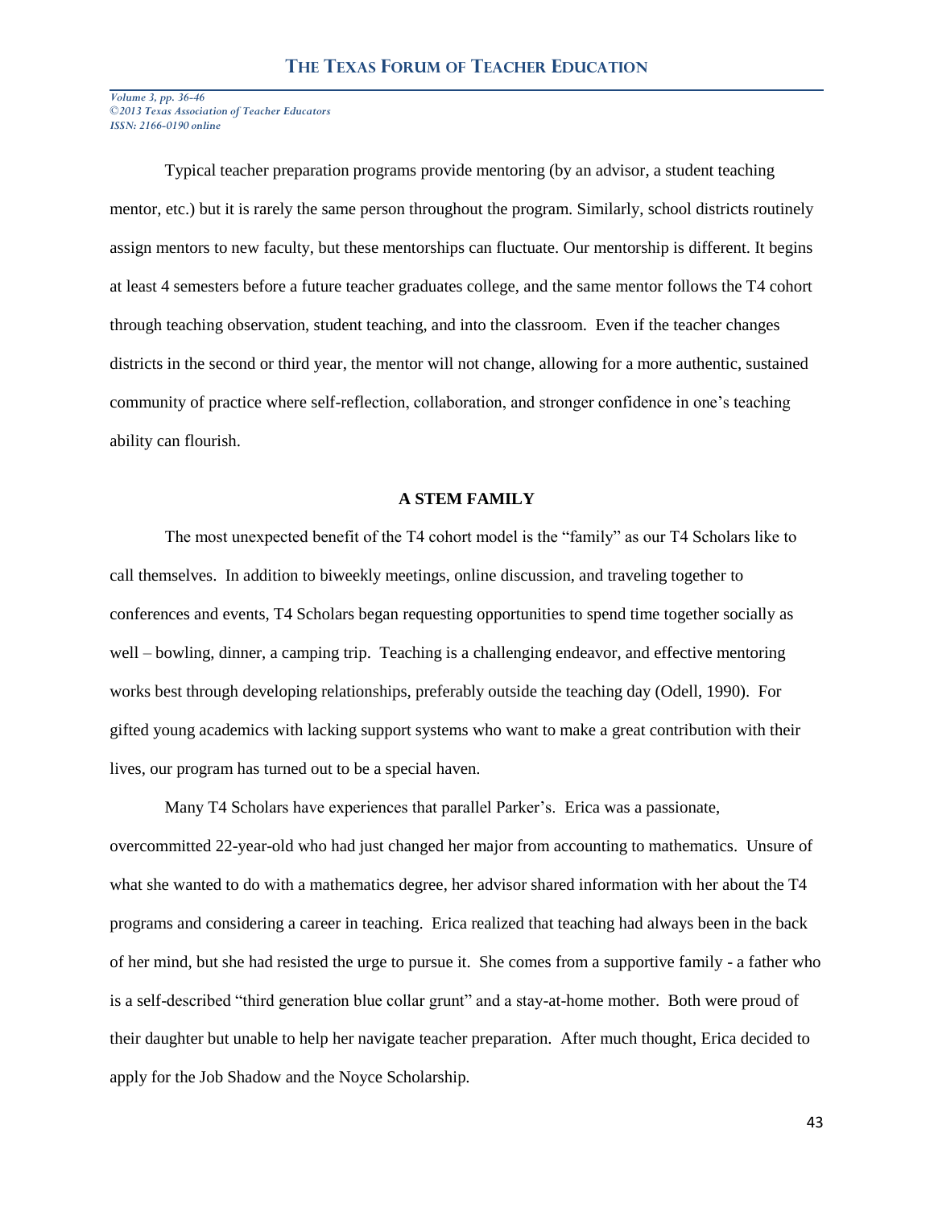Typical teacher preparation programs provide mentoring (by an advisor, a student teaching mentor, etc.) but it is rarely the same person throughout the program. Similarly, school districts routinely assign mentors to new faculty, but these mentorships can fluctuate. Our mentorship is different. It begins at least 4 semesters before a future teacher graduates college, and the same mentor follows the T4 cohort through teaching observation, student teaching, and into the classroom. Even if the teacher changes districts in the second or third year, the mentor will not change, allowing for a more authentic, sustained community of practice where self-reflection, collaboration, and stronger confidence in one's teaching ability can flourish.

## A STEM FAMILY

The most unexpected benefit of the T4 cohort model is the "family" as our T4 Scholars like to call themselves. In addition to biweekly meetings, online discussion, and traveling together to conferences and events, T4 Scholars began requesting opportunities to spend time together socially as well – bowling, dinner, a camping trip. Teaching is a challenging endeavor, and effective mentoring works best through developing relationships, preferably outside the teaching day (Odell, 1990). For gifted young academics with lacking support systems who want to make a great contribution with their lives, our program has turned out to be a special haven.

Many T4 Scholars have experiences that parallel Parker's. Erica was a passionate, overcommitted 22-year-old who had just changed her major from accounting to mathematics. Unsure of what she wanted to do with a mathematics degree, her advisor shared information with her about the T4 programs and considering a career in teaching. Erica realized that teaching had always been in the back of her mind, but she had resisted the urge to pursue it. She comes from a supportive family - a father who is a self-described "third generation blue collar grunt" and a stay-at-home mother. Both were proud of their daughter but unable to help her navigate teacher preparation. After much thought, Erica decided to apply for the Job Shadow and the Noyce Scholarship.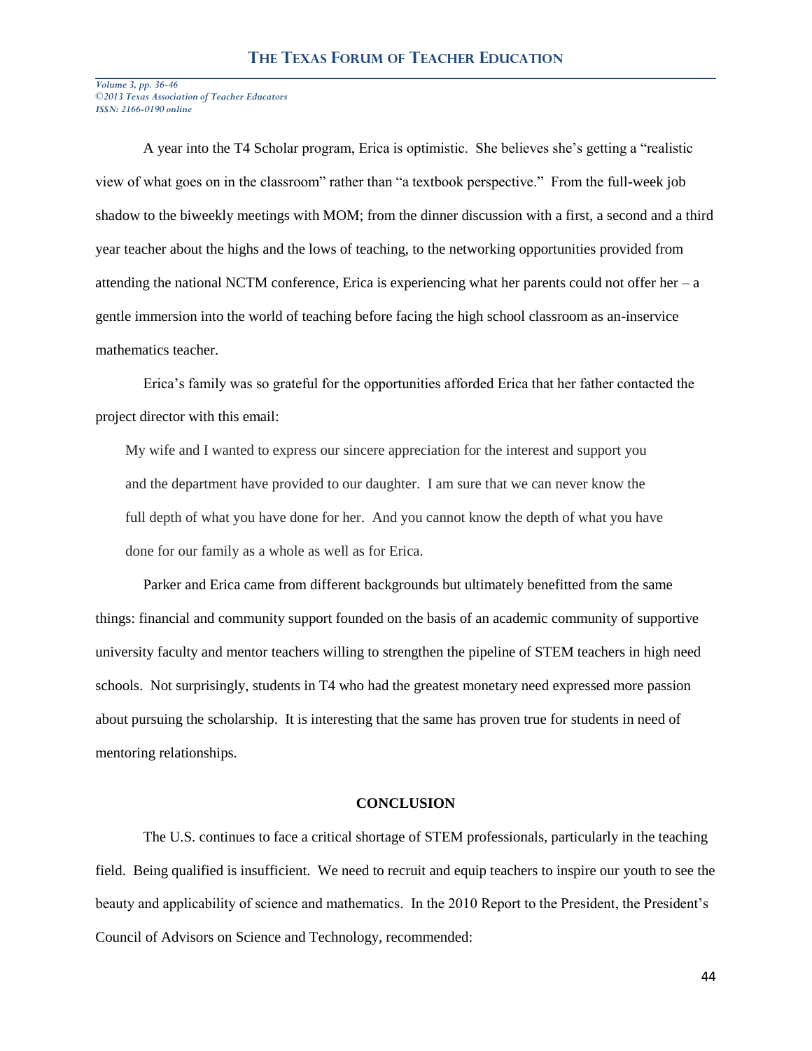A year into the T4 Scholar program, Erica is optimistic. She believes she's getting a "realistic view of what goes on in the classroom" rather than "a textbook perspective." From the full-week job shadow to the biweekly meetings with MOM; from the dinner discussion with a first, a second and a third year teacher about the highs and the lows of teaching, to the networking opportunities provided from attending the national NCTM conference, Erica is experiencing what her parents could not offer her – a gentle immersion into the world of teaching before facing the high school classroom as an-inservice mathematics teacher.

Erica's family was so grateful for the opportunities afforded Erica that her father contacted the project director with this email:

> My wife and I wanted to express our sincere appreciation for the interest and support you and the department have provided to our daughter. I am sure that we can never know the full depth of what you have done for her. And you cannot know the depth of what you have done for our family as a whole as well as for Erica.

Parker and Erica came from different backgrounds but ultimately benefitted from the same things: financial and community support founded on the basis of an academic community of supportive university faculty and mentor teachers willing to strengthen the pipeline of STEM teachers in high need schools. Not surprisingly, students in T4 who had the greatest monetary need expressed more passion about pursuing the scholarship. It is interesting that the same has proven true for students in need of mentoring relationships.

## CONCLUSION

The U.S. continues to face a critical shortage of STEM professionals, particularly in the teaching field. Being qualified is insufficient. We need to recruit and equip teachers to inspire our youth to see the beauty and applicability of science and mathematics. In the 2010 Report to the President, the President's Council of Advisors on Science and Technology, recommended: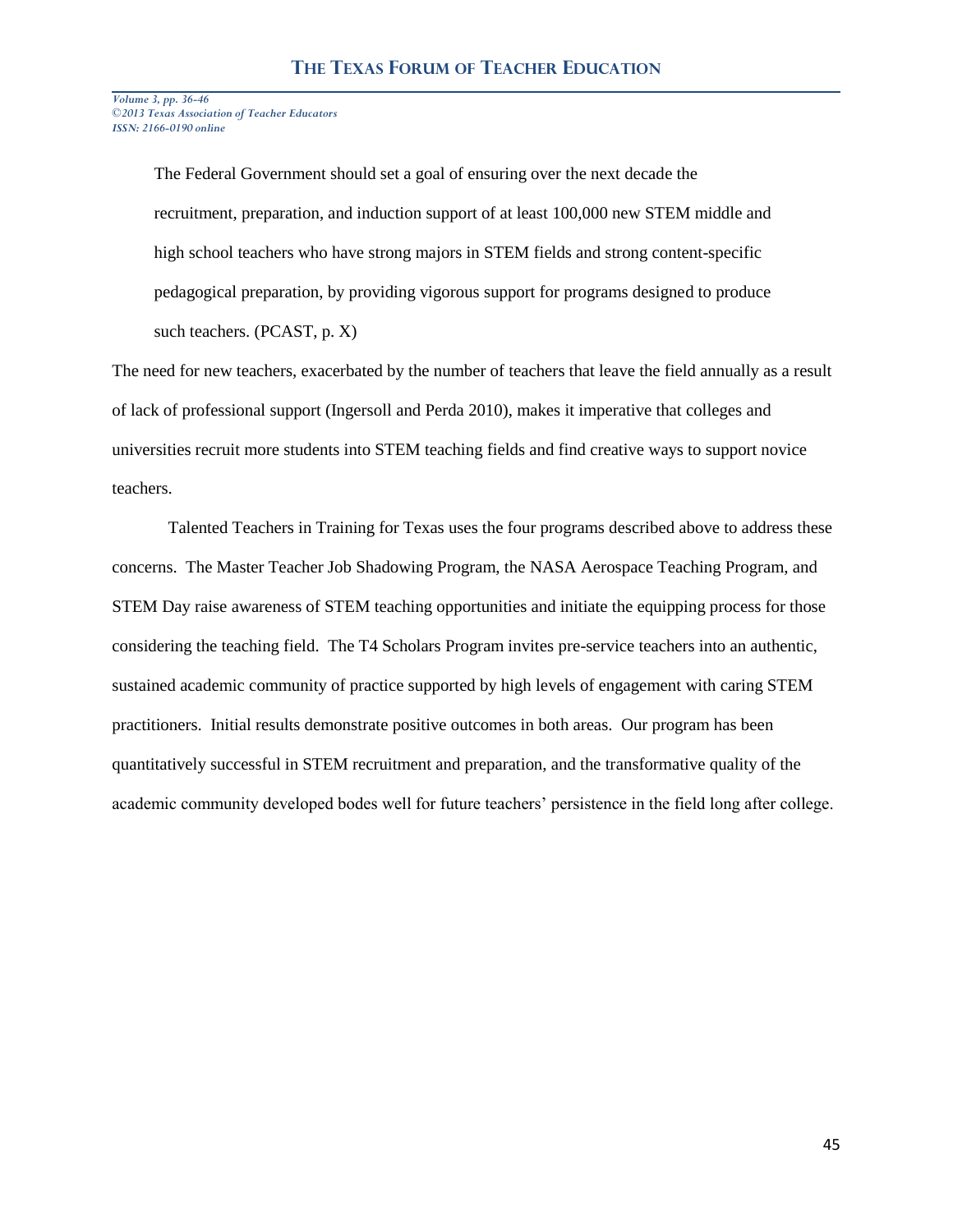> The Federal Government should set a goal of ensuring over the next decade the recruitment, preparation, and induction support of at least 100,000 new STEM middle and high school teachers who have strong majors in STEM fields and strong content-specific pedagogical preparation, by providing vigorous support for programs designed to produce such teachers. (PCAST, p. X)

The need for new teachers, exacerbated by the number of teachers that leave the field annually as a result of lack of professional support (Ingersoll and Perda 2010), makes it imperative that colleges and universities recruit more students into STEM teaching fields and find creative ways to support novice teachers.

Talented Teachers in Training for Texas uses the four programs described above to address these concerns. The Master Teacher Job Shadowing Program, the NASA Aerospace Teaching Program, and STEM Day raise awareness of STEM teaching opportunities and initiate the equipping process for those considering the teaching field. The T4 Scholars Program invites pre-service teachers into an authentic, sustained academic community of practice supported by high levels of engagement with caring STEM practitioners. Initial results demonstrate positive outcomes in both areas. Our program has been quantitatively successful in STEM recruitment and preparation, and the transformative quality of the academic community developed bodes well for future teachers' persistence in the field long after college.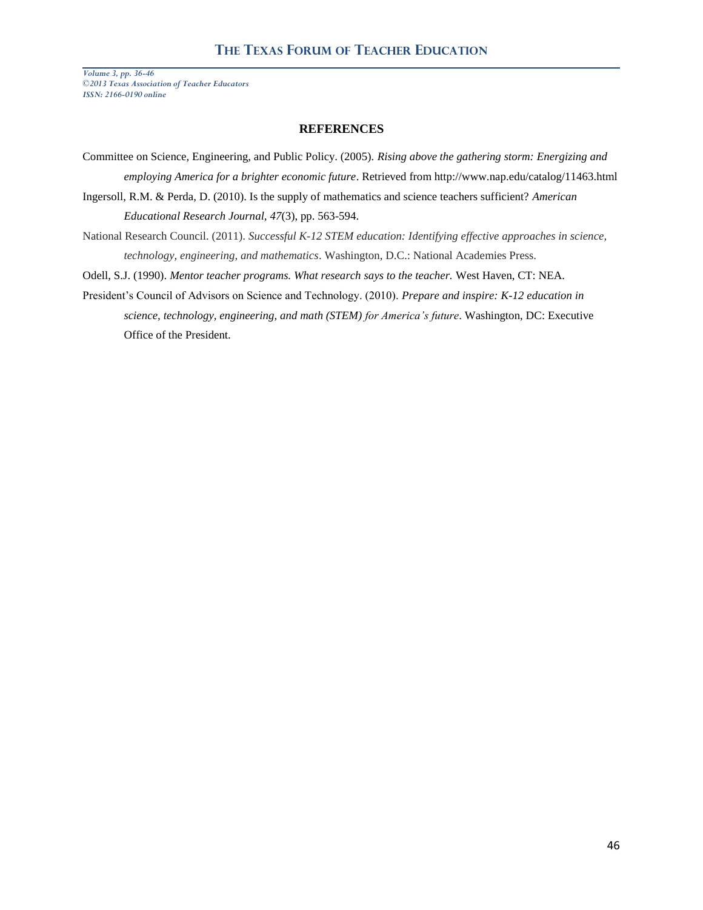## REFERENCES

Committee on Science, Engineering, and Public Policy. (2005). *Rising above the gathering storm: Energizing and employing America for a brighter economic future*. Retrieved from http://www.nap.edu/catalog/11463.html

Ingersoll, R.M. & Perda, D. (2010). Is the supply of mathematics and science teachers sufficient? *American Educational Research Journal, 47*(3), pp. 563-594.

National Research Council. (2011). *Successful K-12 STEM education: Identifying effective approaches in science, technology, engineering, and mathematics*. Washington, D.C.: National Academies Press.

Odell, S.J. (1990). *Mentor teacher programs. What research says to the teacher.* West Haven, CT: NEA.

President's Council of Advisors on Science and Technology. (2010). *Prepare and inspire: K-12 education in science, technology, engineering, and math (STEM) for America's future*. Washington, DC: Executive Office of the President.